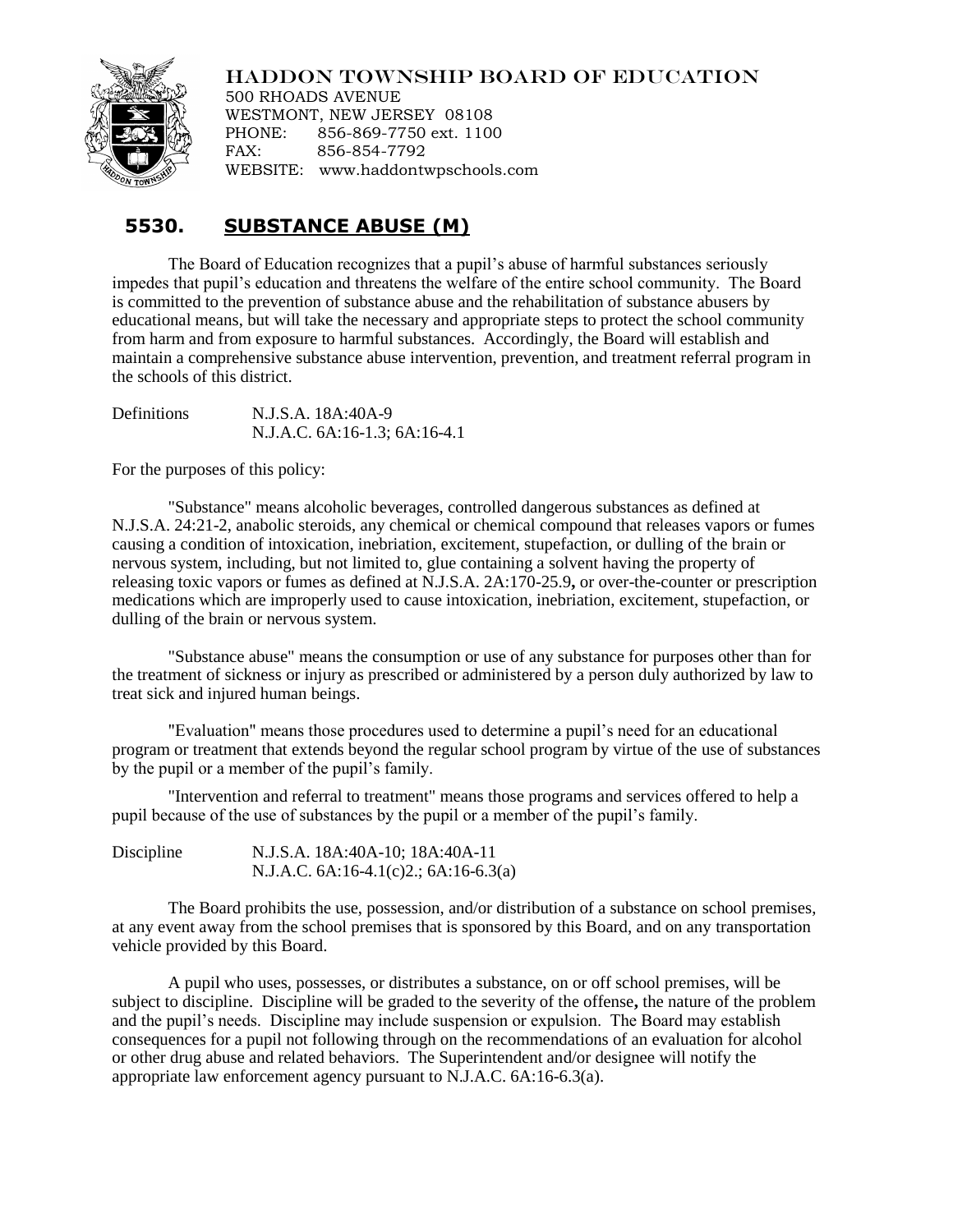HADDON TOWNSHIP BOARD OF EDUCATION
500 RHOADS AVENUE
WESTMONT, NEW JERSEY 08108
PHONE: 856-869-7750 ext. 1100
FAX: 856-854-7792
WEBSITE: www.haddontwpschools.com

# 5530. SUBSTANCE ABUSE (M)

The Board of Education recognizes that a pupil's abuse of harmful substances seriously impedes that pupil's education and threatens the welfare of the entire school community. The Board is committed to the prevention of substance abuse and the rehabilitation of substance abusers by educational means, but will take the necessary and appropriate steps to protect the school community from harm and from exposure to harmful substances. Accordingly, the Board will establish and maintain a comprehensive substance abuse intervention, prevention, and treatment referral program in the schools of this district.

Definitions N.J.S.A. 18A:40A-9
N.J.A.C. 6A:16-1.3; 6A:16-4.1

For the purposes of this policy:

"Substance" means alcoholic beverages, controlled dangerous substances as defined at N.J.S.A. 24:21-2, anabolic steroids, any chemical or chemical compound that releases vapors or fumes causing a condition of intoxication, inebriation, excitement, stupefaction, or dulling of the brain or nervous system, including, but not limited to, glue containing a solvent having the property of releasing toxic vapors or fumes as defined at N.J.S.A. 2A:170-25.9**,** or over-the-counter or prescription medications which are improperly used to cause intoxication, inebriation, excitement, stupefaction, or dulling of the brain or nervous system.

"Substance abuse" means the consumption or use of any substance for purposes other than for the treatment of sickness or injury as prescribed or administered by a person duly authorized by law to treat sick and injured human beings.

"Evaluation" means those procedures used to determine a pupil's need for an educational program or treatment that extends beyond the regular school program by virtue of the use of substances by the pupil or a member of the pupil's family.

"Intervention and referral to treatment" means those programs and services offered to help a pupil because of the use of substances by the pupil or a member of the pupil's family.

Discipline N.J.S.A. 18A:40A-10; 18A:40A-11
N.J.A.C. 6A:16-4.1(c)2.; 6A:16-6.3(a)

The Board prohibits the use, possession, and/or distribution of a substance on school premises, at any event away from the school premises that is sponsored by this Board, and on any transportation vehicle provided by this Board.

A pupil who uses, possesses, or distributes a substance, on or off school premises, will be subject to discipline. Discipline will be graded to the severity of the offense**,** the nature of the problem and the pupil's needs. Discipline may include suspension or expulsion. The Board may establish consequences for a pupil not following through on the recommendations of an evaluation for alcohol or other drug abuse and related behaviors. The Superintendent and/or designee will notify the appropriate law enforcement agency pursuant to N.J.A.C. 6A:16-6.3(a).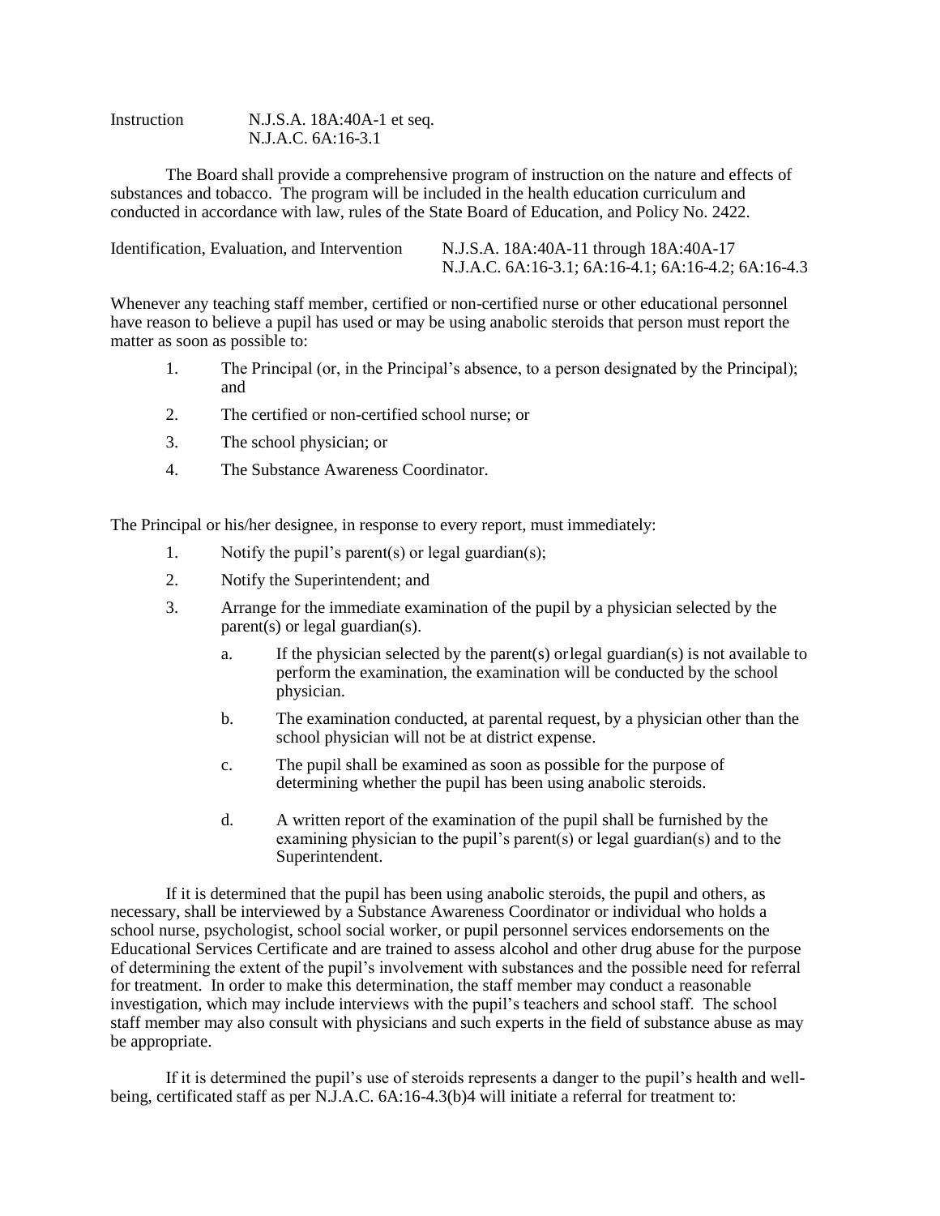Instruction N.J.S.A. 18A:40A-1 et seq.
N.J.A.C. 6A:16-3.1

The Board shall provide a comprehensive program of instruction on the nature and effects of substances and tobacco. The program will be included in the health education curriculum and conducted in accordance with law, rules of the State Board of Education, and Policy No. 2422.

Identification, Evaluation, and Intervention N.J.S.A. 18A:40A-11 through 18A:40A-17
N.J.A.C. 6A:16-3.1; 6A:16-4.1; 6A:16-4.2; 6A:16-4.3

Whenever any teaching staff member, certified or non-certified nurse or other educational personnel have reason to believe a pupil has used or may be using anabolic steroids that person must report the matter as soon as possible to:

1. The Principal (or, in the Principal's absence, to a person designated by the Principal); and
2. The certified or non-certified school nurse; or
3. The school physician; or
4. The Substance Awareness Coordinator.

The Principal or his/her designee, in response to every report, must immediately:

1. Notify the pupil's parent(s) or legal guardian(s);
2. Notify the Superintendent; and
3. Arrange for the immediate examination of the pupil by a physician selected by the parent(s) or legal guardian(s).
   a. If the physician selected by the parent(s) orlegal guardian(s) is not available to perform the examination, the examination will be conducted by the school physician.
   b. The examination conducted, at parental request, by a physician other than the school physician will not be at district expense.
   c. The pupil shall be examined as soon as possible for the purpose of determining whether the pupil has been using anabolic steroids.
   d. A written report of the examination of the pupil shall be furnished by the examining physician to the pupil's parent(s) or legal guardian(s) and to the Superintendent.

If it is determined that the pupil has been using anabolic steroids, the pupil and others, as necessary, shall be interviewed by a Substance Awareness Coordinator or individual who holds a school nurse, psychologist, school social worker, or pupil personnel services endorsements on the Educational Services Certificate and are trained to assess alcohol and other drug abuse for the purpose of determining the extent of the pupil's involvement with substances and the possible need for referral for treatment. In order to make this determination, the staff member may conduct a reasonable investigation, which may include interviews with the pupil's teachers and school staff. The school staff member may also consult with physicians and such experts in the field of substance abuse as may be appropriate.

If it is determined the pupil's use of steroids represents a danger to the pupil's health and well-being, certificated staff as per N.J.A.C. 6A:16-4.3(b)4 will initiate a referral for treatment to: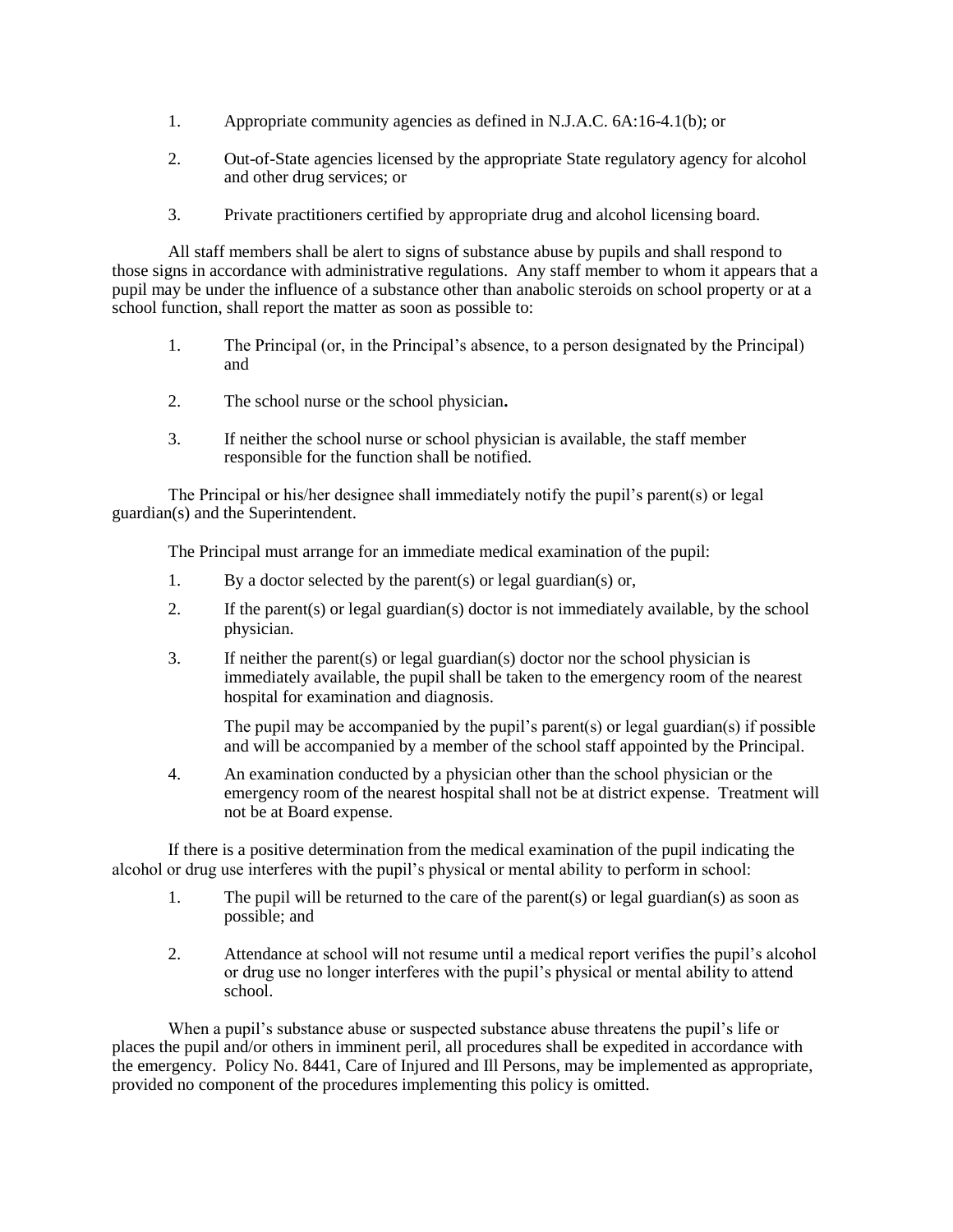1. Appropriate community agencies as defined in N.J.A.C. 6A:16-4.1(b); or

2. Out-of-State agencies licensed by the appropriate State regulatory agency for alcohol and other drug services; or

3. Private practitioners certified by appropriate drug and alcohol licensing board.

All staff members shall be alert to signs of substance abuse by pupils and shall respond to those signs in accordance with administrative regulations. Any staff member to whom it appears that a pupil may be under the influence of a substance other than anabolic steroids on school property or at a school function, shall report the matter as soon as possible to:

1. The Principal (or, in the Principal's absence, to a person designated by the Principal) and

2. The school nurse or the school physician**.**

3. If neither the school nurse or school physician is available, the staff member responsible for the function shall be notified.

The Principal or his/her designee shall immediately notify the pupil's parent(s) or legal guardian(s) and the Superintendent.

The Principal must arrange for an immediate medical examination of the pupil:

1. By a doctor selected by the parent(s) or legal guardian(s) or,

2. If the parent(s) or legal guardian(s) doctor is not immediately available, by the school physician.

3. If neither the parent(s) or legal guardian(s) doctor nor the school physician is immediately available, the pupil shall be taken to the emergency room of the nearest hospital for examination and diagnosis.

   The pupil may be accompanied by the pupil's parent(s) or legal guardian(s) if possible and will be accompanied by a member of the school staff appointed by the Principal.

4. An examination conducted by a physician other than the school physician or the emergency room of the nearest hospital shall not be at district expense. Treatment will not be at Board expense.

If there is a positive determination from the medical examination of the pupil indicating the alcohol or drug use interferes with the pupil's physical or mental ability to perform in school:

1. The pupil will be returned to the care of the parent(s) or legal guardian(s) as soon as possible; and

2. Attendance at school will not resume until a medical report verifies the pupil's alcohol or drug use no longer interferes with the pupil's physical or mental ability to attend school.

When a pupil's substance abuse or suspected substance abuse threatens the pupil's life or places the pupil and/or others in imminent peril, all procedures shall be expedited in accordance with the emergency. Policy No. 8441, Care of Injured and Ill Persons, may be implemented as appropriate, provided no component of the procedures implementing this policy is omitted.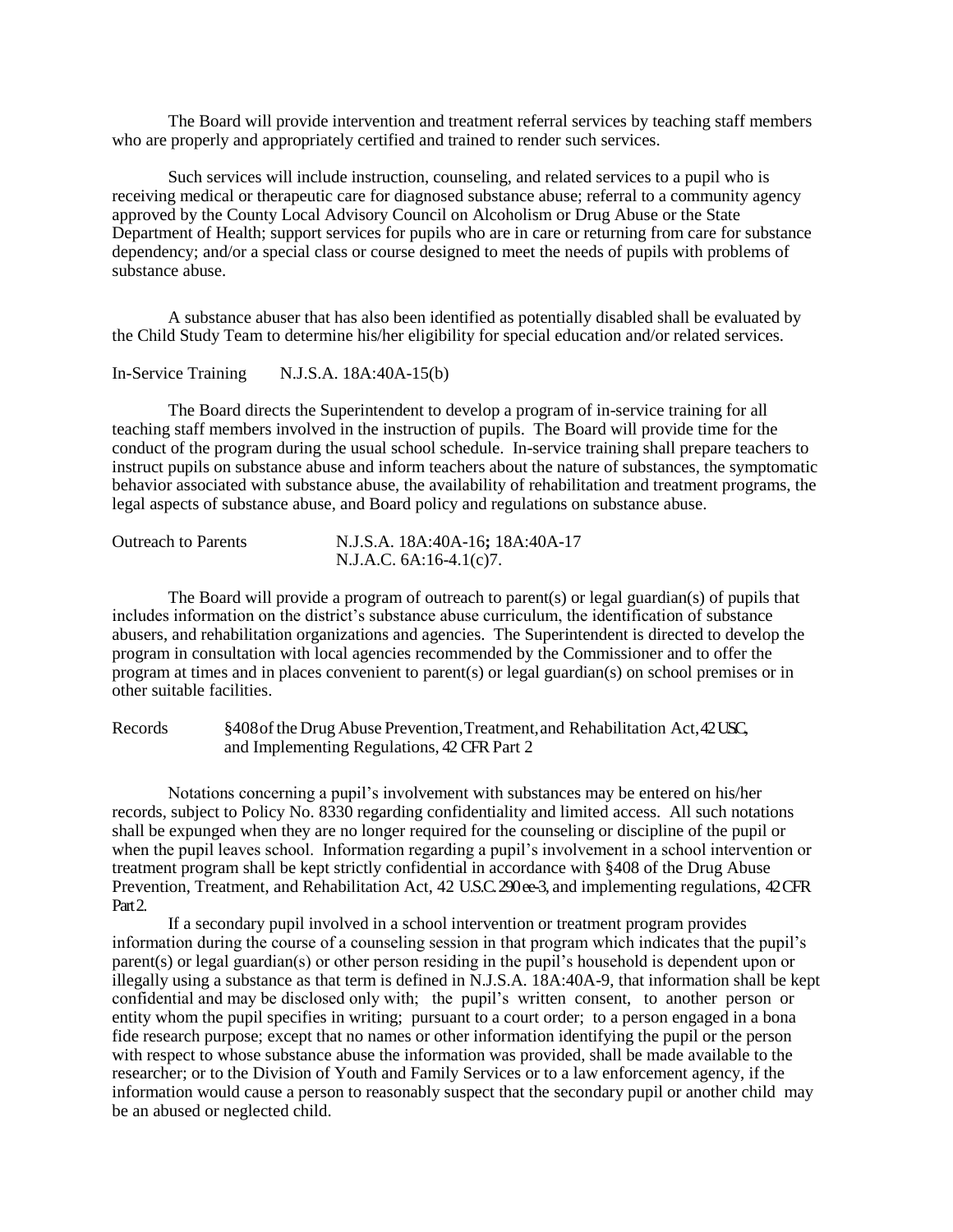The Board will provide intervention and treatment referral services by teaching staff members who are properly and appropriately certified and trained to render such services.

Such services will include instruction, counseling, and related services to a pupil who is receiving medical or therapeutic care for diagnosed substance abuse; referral to a community agency approved by the County Local Advisory Council on Alcoholism or Drug Abuse or the State Department of Health; support services for pupils who are in care or returning from care for substance dependency; and/or a special class or course designed to meet the needs of pupils with problems of substance abuse.

A substance abuser that has also been identified as potentially disabled shall be evaluated by the Child Study Team to determine his/her eligibility for special education and/or related services.

In-Service Training N.J.S.A. 18A:40A-15(b)

The Board directs the Superintendent to develop a program of in-service training for all teaching staff members involved in the instruction of pupils. The Board will provide time for the conduct of the program during the usual school schedule. In-service training shall prepare teachers to instruct pupils on substance abuse and inform teachers about the nature of substances, the symptomatic behavior associated with substance abuse, the availability of rehabilitation and treatment programs, the legal aspects of substance abuse, and Board policy and regulations on substance abuse.

Outreach to Parents N.J.S.A. 18A:40A-16**;** 18A:40A-17
N.J.A.C. 6A:16-4.1(c)7.

The Board will provide a program of outreach to parent(s) or legal guardian(s) of pupils that includes information on the district's substance abuse curriculum, the identification of substance abusers, and rehabilitation organizations and agencies. The Superintendent is directed to develop the program in consultation with local agencies recommended by the Commissioner and to offer the program at times and in places convenient to parent(s) or legal guardian(s) on school premises or in other suitable facilities.

Records §408 of the Drug Abuse Prevention, Treatment, and Rehabilitation Act, 42 USC, and Implementing Regulations, 42 CFR Part 2

Notations concerning a pupil's involvement with substances may be entered on his/her records, subject to Policy No. 8330 regarding confidentiality and limited access. All such notations shall be expunged when they are no longer required for the counseling or discipline of the pupil or when the pupil leaves school. Information regarding a pupil's involvement in a school intervention or treatment program shall be kept strictly confidential in accordance with §408 of the Drug Abuse Prevention, Treatment, and Rehabilitation Act, 42 U.S.C. 290 ee-3, and implementing regulations, 42 CFR Part 2.

If a secondary pupil involved in a school intervention or treatment program provides information during the course of a counseling session in that program which indicates that the pupil's parent(s) or legal guardian(s) or other person residing in the pupil's household is dependent upon or illegally using a substance as that term is defined in N.J.S.A. 18A:40A-9, that information shall be kept confidential and may be disclosed only with; the pupil's written consent, to another person or entity whom the pupil specifies in writing; pursuant to a court order; to a person engaged in a bona fide research purpose; except that no names or other information identifying the pupil or the person with respect to whose substance abuse the information was provided, shall be made available to the researcher; or to the Division of Youth and Family Services or to a law enforcement agency, if the information would cause a person to reasonably suspect that the secondary pupil or another child may be an abused or neglected child.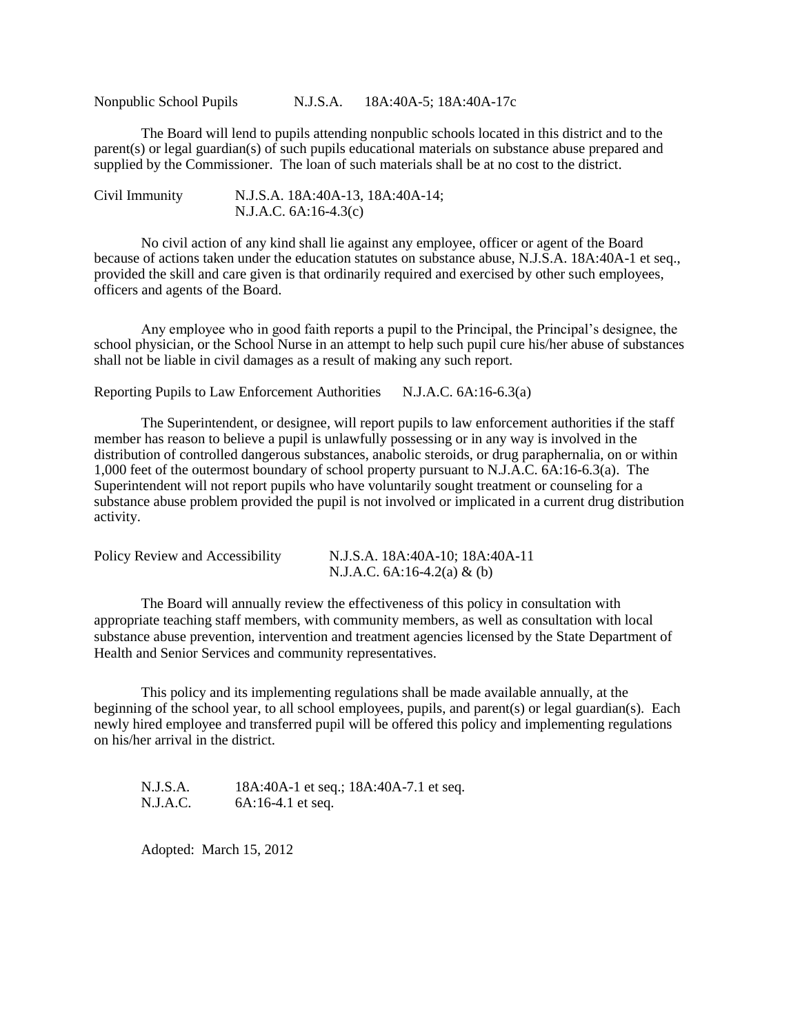Nonpublic School Pupils N.J.S.A. 18A:40A-5; 18A:40A-17c

The Board will lend to pupils attending nonpublic schools located in this district and to the parent(s) or legal guardian(s) of such pupils educational materials on substance abuse prepared and supplied by the Commissioner. The loan of such materials shall be at no cost to the district.

Civil Immunity N.J.S.A. 18A:40A-13, 18A:40A-14; N.J.A.C. 6A:16-4.3(c)

No civil action of any kind shall lie against any employee, officer or agent of the Board because of actions taken under the education statutes on substance abuse, N.J.S.A. 18A:40A-1 et seq., provided the skill and care given is that ordinarily required and exercised by other such employees, officers and agents of the Board.

Any employee who in good faith reports a pupil to the Principal, the Principal's designee, the school physician, or the School Nurse in an attempt to help such pupil cure his/her abuse of substances shall not be liable in civil damages as a result of making any such report.

Reporting Pupils to Law Enforcement Authorities N.J.A.C. 6A:16-6.3(a)

The Superintendent, or designee, will report pupils to law enforcement authorities if the staff member has reason to believe a pupil is unlawfully possessing or in any way is involved in the distribution of controlled dangerous substances, anabolic steroids, or drug paraphernalia, on or within 1,000 feet of the outermost boundary of school property pursuant to N.J.A.C. 6A:16-6.3(a). The Superintendent will not report pupils who have voluntarily sought treatment or counseling for a substance abuse problem provided the pupil is not involved or implicated in a current drug distribution activity.

Policy Review and Accessibility N.J.S.A. 18A:40A-10; 18A:40A-11 N.J.A.C. 6A:16-4.2(a) & (b)

The Board will annually review the effectiveness of this policy in consultation with appropriate teaching staff members, with community members, as well as consultation with local substance abuse prevention, intervention and treatment agencies licensed by the State Department of Health and Senior Services and community representatives.

This policy and its implementing regulations shall be made available annually, at the beginning of the school year, to all school employees, pupils, and parent(s) or legal guardian(s). Each newly hired employee and transferred pupil will be offered this policy and implementing regulations on his/her arrival in the district.

N.J.S.A. 18A:40A-1 et seq.; 18A:40A-7.1 et seq.
N.J.A.C. 6A:16-4.1 et seq.

Adopted: March 15, 2012